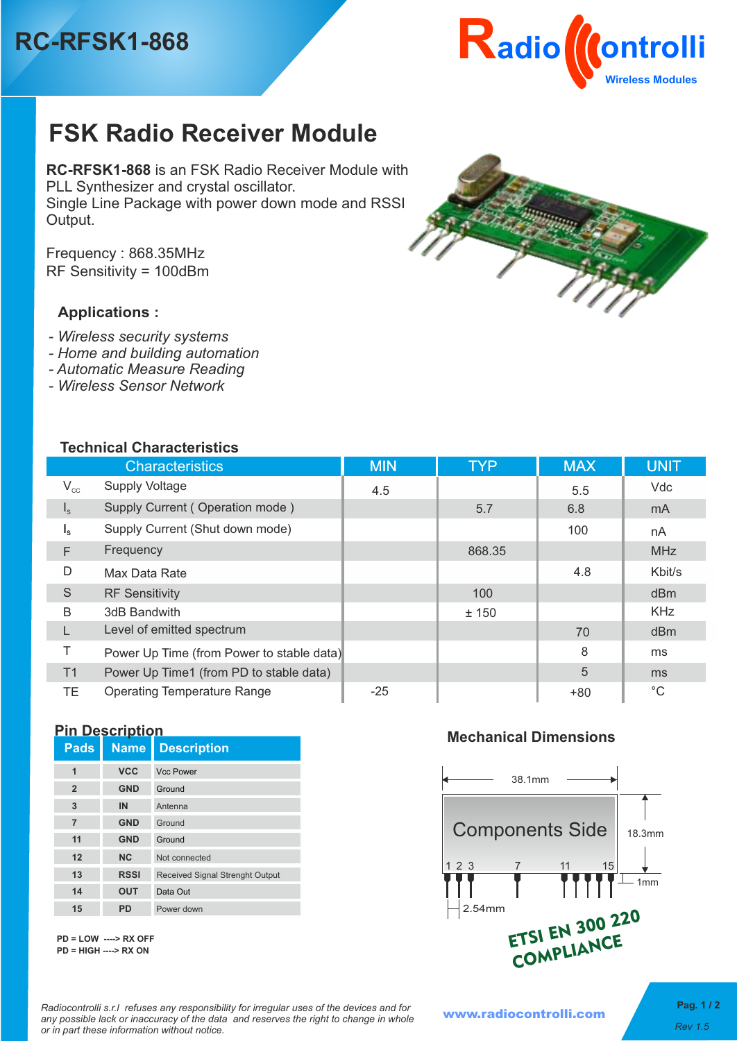RC-RFSK1-868

Radiocontrolli Wireless Modules

# FSK Radio Receiver Module

**RC-RFSK1-868** is an FSK Radio Receiver Module with PLL Synthesizer and crystal oscillator.
Single Line Package with power down mode and RSSI Output.

Frequency : 868.35MHz
RF Sensitivity = 100dBm

### Applications :

- *Wireless security systems*
- *Home and building automation*
- *Automatic Measure Reading*
- *Wireless Sensor Network*

### Technical Characteristics

| | Characteristics | MIN | TYP | MAX | UNIT |
|---|---|---|---|---|---|
| $V_{cc}$ | Supply Voltage | 4.5 | | 5.5 | Vdc |
| $I_s$ | Supply Current ( Operation mode ) | | 5.7 | 6.8 | mA |
| $I_s$ | Supply Current (Shut down mode) | | | 100 | nA |
| F | Frequency | | 868.35 | | MHz |
| D | Max Data Rate | | | 4.8 | Kbit/s |
| S | RF Sensitivity | | 100 | | dBm |
| B | 3dB Bandwith | | ± 150 | | KHz |
| L | Level of emitted spectrum | | | 70 | dBm |
| T | Power Up Time (from Power to stable data) | | | 8 | ms |
| T1 | Power Up Time1 (from PD to stable data) | | | 5 | ms |
| TE | Operating Temperature Range | -25 | | +80 | °C |

### Pin Description

| Pads | Name | Description |
|---|---|---|
| 1 | VCC | Vcc Power |
| 2 | GND | Ground |
| 3 | IN | Antenna |
| 7 | GND | Ground |
| 11 | GND | Ground |
| 12 | NC | Not connected |
| 13 | RSSI | Received Signal Strenght Output |
| 14 | OUT | Data Out |
| 15 | PD | Power down |

**PD = LOW ----> RX OFF**
**PD = HIGH ----> RX ON**

### Mechanical Dimensions

38.1mm

Components Side

18.3mm

1 2 3 7 11 15

1mm

2.54mm

ETSI EN 300 220 COMPLIANCE

*Radiocontrolli s.r.l refuses any responsibility for irregular uses of the devices and for any possible lack or inaccuracy of the data and reserves the right to change in whole or in part these information without notice.*

www.radiocontrolli.com

Rev 1.5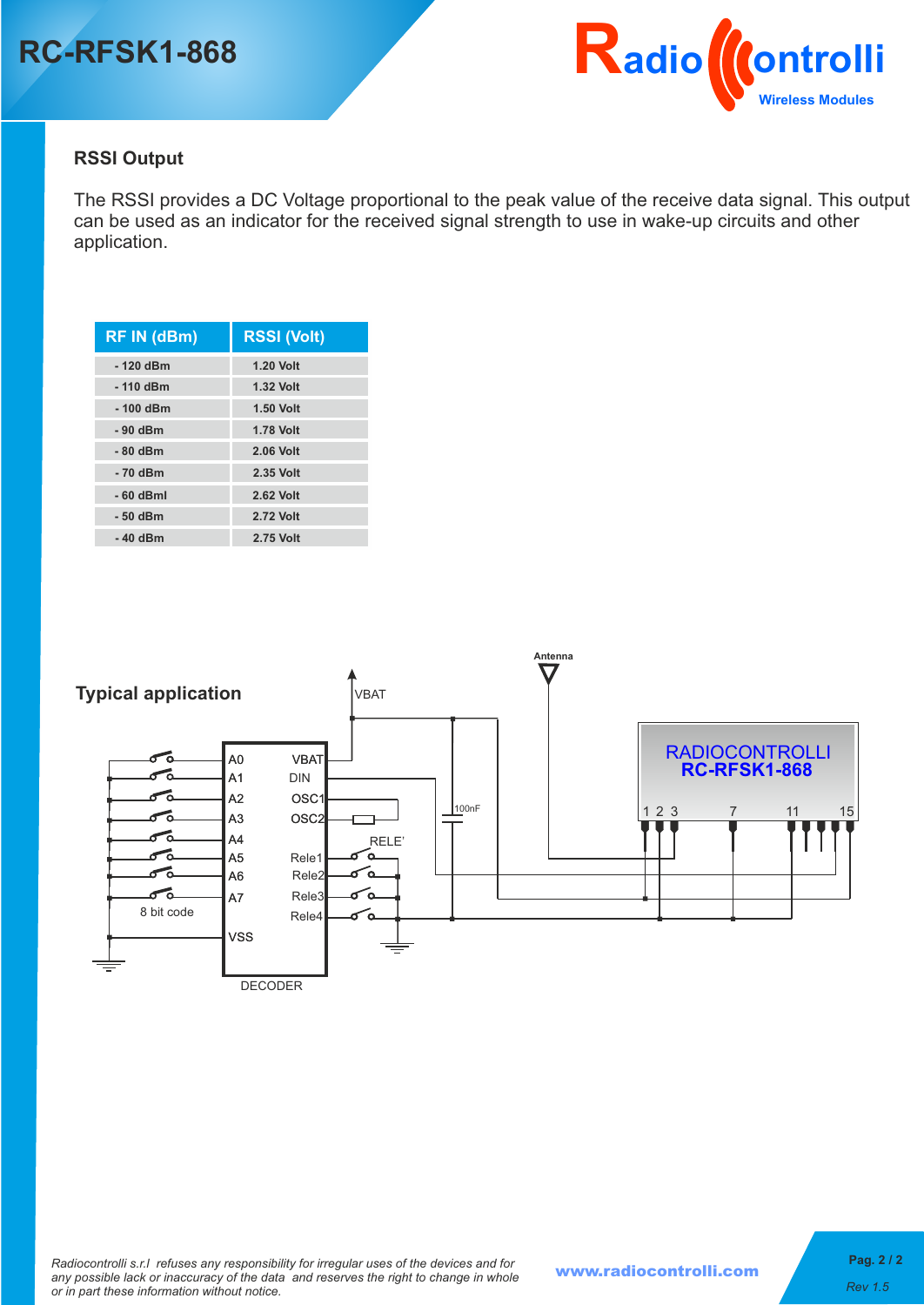## RSSI Output

The RSSI provides a DC Voltage proportional to the peak value of the receive data signal. This output can be used as an indicator for the received signal strength to use in wake-up circuits and other application.

| RF IN (dBm) | RSSI (Volt) |
|---|---|
| - 120 dBm | 1.20 Volt |
| - 110 dBm | 1.32 Volt |
| - 100 dBm | 1.50 Volt |
| - 90 dBm | 1.78 Volt |
| - 80 dBm | 2.06 Volt |
| - 70 dBm | 2.35 Volt |
| - 60 dBml | 2.62 Volt |
| - 50 dBm | 2.72 Volt |
| - 40 dBm | 2.75 Volt |

## Typical application

Antenna
VBAT
100nF
RADIOCONTROLLI
RC-RFSK1-868
1 2 3 7 11 15
A0 A1 A2 A3 A4 A5 A6 A7
VBAT DIN OSC1 OSC2
RELE'
Rele1 Rele2 Rele3 Rele4
8 bit code
VSS
DECODER

*Radiocontrolli s.r.l refuses any responsibility for irregular uses of the devices and for any possible lack or inaccuracy of the data and reserves the right to change in whole or in part these information without notice.*

www.radiocontrolli.com

Rev 1.5